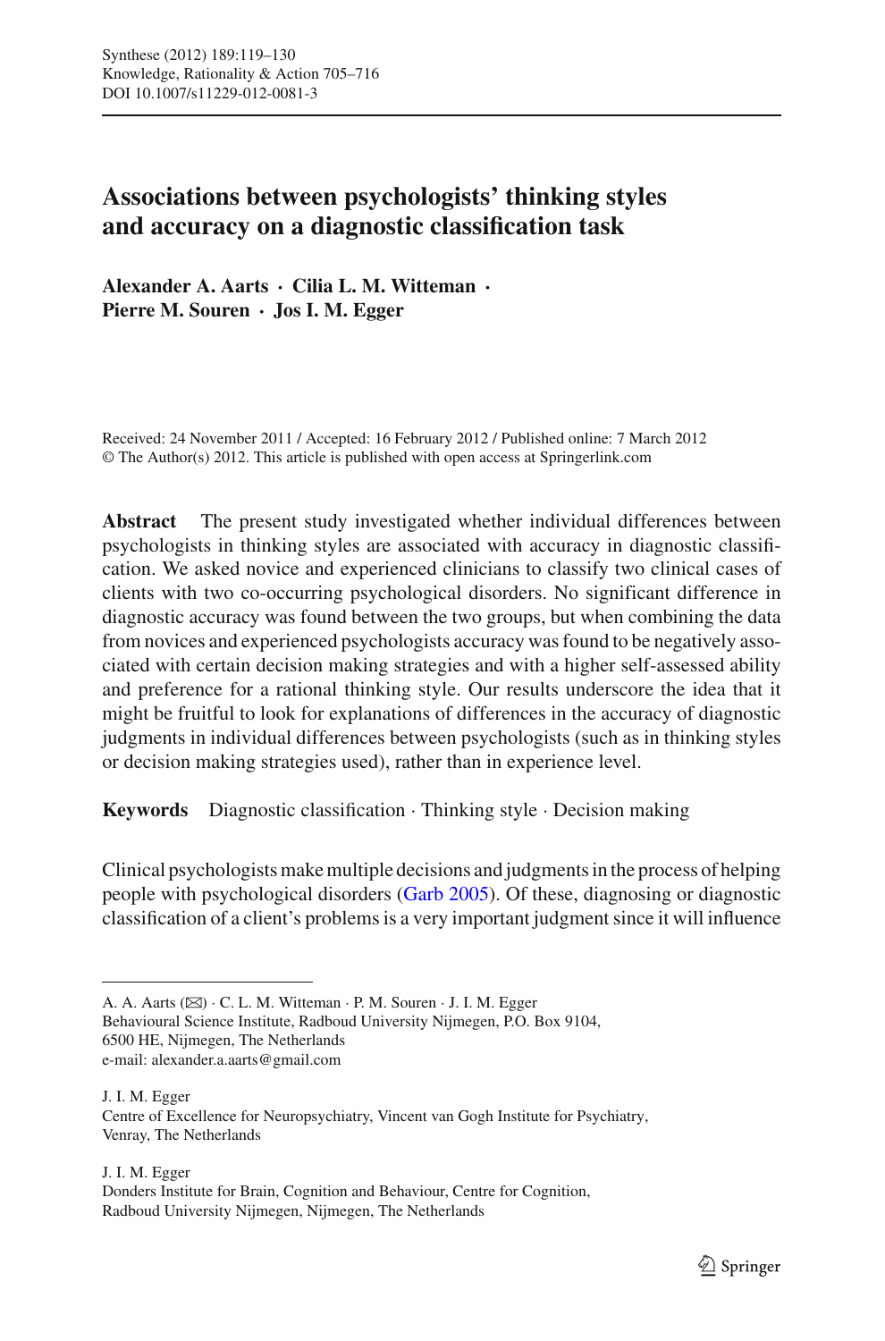# Associations between psychologists' thinking styles and accuracy on a diagnostic classification task

**Alexander A. Aarts · Cilia L. M. Witteman · Pierre M. Souren · Jos I. M. Egger**

Received: 24 November 2011 / Accepted: 16 February 2012 / Published online: 7 March 2012
© The Author(s) 2012. This article is published with open access at Springerlink.com

**Abstract** The present study investigated whether individual differences between psychologists in thinking styles are associated with accuracy in diagnostic classification. We asked novice and experienced clinicians to classify two clinical cases of clients with two co-occurring psychological disorders. No significant difference in diagnostic accuracy was found between the two groups, but when combining the data from novices and experienced psychologists accuracy was found to be negatively associated with certain decision making strategies and with a higher self-assessed ability and preference for a rational thinking style. Our results underscore the idea that it might be fruitful to look for explanations of differences in the accuracy of diagnostic judgments in individual differences between psychologists (such as in thinking styles or decision making strategies used), rather than in experience level.

**Keywords** Diagnostic classification · Thinking style · Decision making

Clinical psychologists make multiple decisions and judgments in the process of helping people with psychological disorders (Garb 2005). Of these, diagnosing or diagnostic classification of a client's problems is a very important judgment since it will influence

---

A. A. Aarts (✉) · C. L. M. Witteman · P. M. Souren · J. I. M. Egger
Behavioural Science Institute, Radboud University Nijmegen, P.O. Box 9104, 6500 HE, Nijmegen, The Netherlands
e-mail: alexander.a.aarts@gmail.com

J. I. M. Egger
Centre of Excellence for Neuropsychiatry, Vincent van Gogh Institute for Psychiatry, Venray, The Netherlands

J. I. M. Egger
Donders Institute for Brain, Cognition and Behaviour, Centre for Cognition, Radboud University Nijmegen, Nijmegen, The Netherlands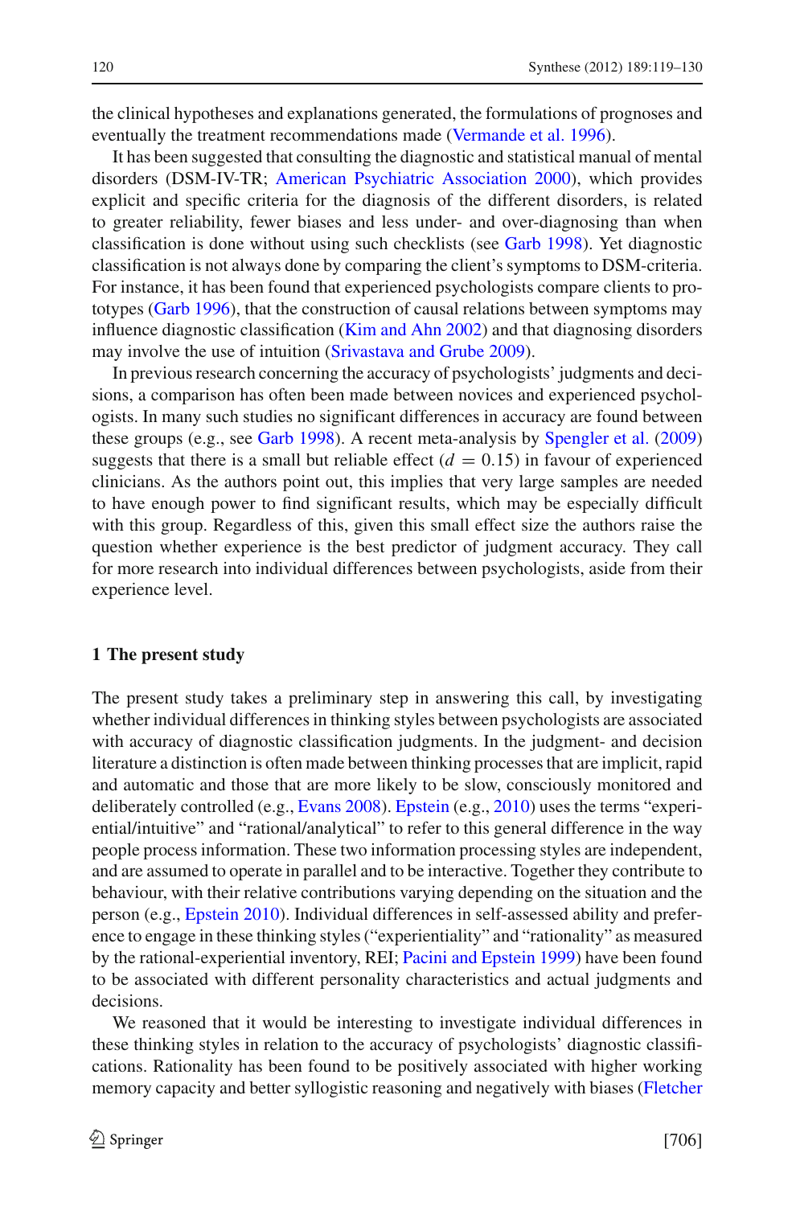the clinical hypotheses and explanations generated, the formulations of prognoses and eventually the treatment recommendations made (Vermande et al. 1996).

It has been suggested that consulting the diagnostic and statistical manual of mental disorders (DSM-IV-TR; American Psychiatric Association 2000), which provides explicit and specific criteria for the diagnosis of the different disorders, is related to greater reliability, fewer biases and less under- and over-diagnosing than when classification is done without using such checklists (see Garb 1998). Yet diagnostic classification is not always done by comparing the client's symptoms to DSM-criteria. For instance, it has been found that experienced psychologists compare clients to prototypes (Garb 1996), that the construction of causal relations between symptoms may influence diagnostic classification (Kim and Ahn 2002) and that diagnosing disorders may involve the use of intuition (Srivastava and Grube 2009).

In previous research concerning the accuracy of psychologists' judgments and decisions, a comparison has often been made between novices and experienced psychologists. In many such studies no significant differences in accuracy are found between these groups (e.g., see Garb 1998). A recent meta-analysis by Spengler et al. (2009) suggests that there is a small but reliable effect ($d = 0.15$) in favour of experienced clinicians. As the authors point out, this implies that very large samples are needed to have enough power to find significant results, which may be especially difficult with this group. Regardless of this, given this small effect size the authors raise the question whether experience is the best predictor of judgment accuracy. They call for more research into individual differences between psychologists, aside from their experience level.

## 1 The present study

The present study takes a preliminary step in answering this call, by investigating whether individual differences in thinking styles between psychologists are associated with accuracy of diagnostic classification judgments. In the judgment- and decision literature a distinction is often made between thinking processes that are implicit, rapid and automatic and those that are more likely to be slow, consciously monitored and deliberately controlled (e.g., Evans 2008). Epstein (e.g., 2010) uses the terms "experiential/intuitive" and "rational/analytical" to refer to this general difference in the way people process information. These two information processing styles are independent, and are assumed to operate in parallel and to be interactive. Together they contribute to behaviour, with their relative contributions varying depending on the situation and the person (e.g., Epstein 2010). Individual differences in self-assessed ability and preference to engage in these thinking styles ("experientiality" and "rationality" as measured by the rational-experiential inventory, REI; Pacini and Epstein 1999) have been found to be associated with different personality characteristics and actual judgments and decisions.

We reasoned that it would be interesting to investigate individual differences in these thinking styles in relation to the accuracy of psychologists' diagnostic classifications. Rationality has been found to be positively associated with higher working memory capacity and better syllogistic reasoning and negatively with biases (Fletcher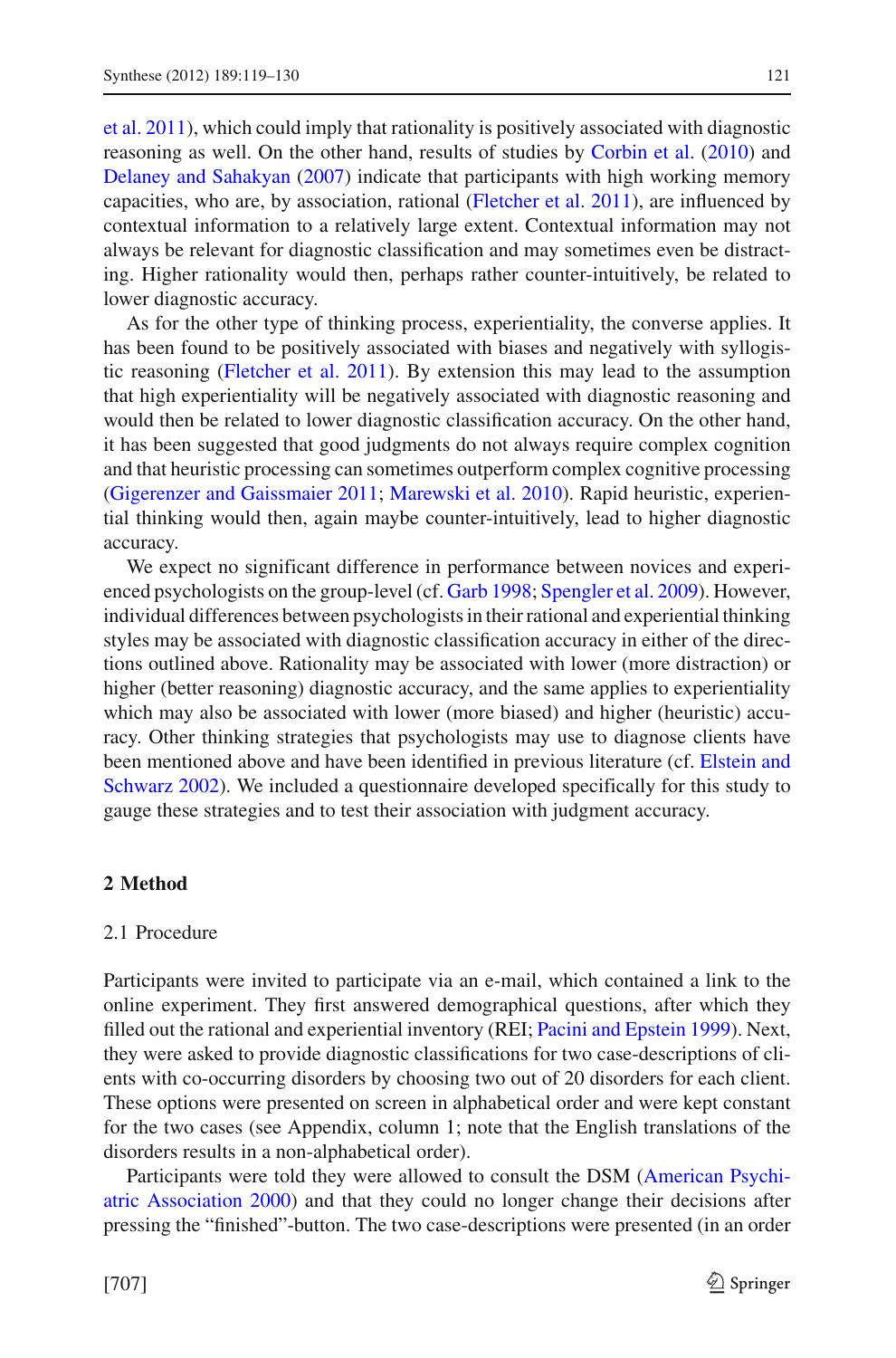et al. 2011), which could imply that rationality is positively associated with diagnostic reasoning as well. On the other hand, results of studies by Corbin et al. (2010) and Delaney and Sahakyan (2007) indicate that participants with high working memory capacities, who are, by association, rational (Fletcher et al. 2011), are influenced by contextual information to a relatively large extent. Contextual information may not always be relevant for diagnostic classification and may sometimes even be distracting. Higher rationality would then, perhaps rather counter-intuitively, be related to lower diagnostic accuracy.

As for the other type of thinking process, experientiality, the converse applies. It has been found to be positively associated with biases and negatively with syllogistic reasoning (Fletcher et al. 2011). By extension this may lead to the assumption that high experientiality will be negatively associated with diagnostic reasoning and would then be related to lower diagnostic classification accuracy. On the other hand, it has been suggested that good judgments do not always require complex cognition and that heuristic processing can sometimes outperform complex cognitive processing (Gigerenzer and Gaissmaier 2011; Marewski et al. 2010). Rapid heuristic, experiential thinking would then, again maybe counter-intuitively, lead to higher diagnostic accuracy.

We expect no significant difference in performance between novices and experienced psychologists on the group-level (cf. Garb 1998; Spengler et al. 2009). However, individual differences between psychologists in their rational and experiential thinking styles may be associated with diagnostic classification accuracy in either of the directions outlined above. Rationality may be associated with lower (more distraction) or higher (better reasoning) diagnostic accuracy, and the same applies to experientiality which may also be associated with lower (more biased) and higher (heuristic) accuracy. Other thinking strategies that psychologists may use to diagnose clients have been mentioned above and have been identified in previous literature (cf. Elstein and Schwarz 2002). We included a questionnaire developed specifically for this study to gauge these strategies and to test their association with judgment accuracy.

## 2 Method

### 2.1 Procedure

Participants were invited to participate via an e-mail, which contained a link to the online experiment. They first answered demographical questions, after which they filled out the rational and experiential inventory (REI; Pacini and Epstein 1999). Next, they were asked to provide diagnostic classifications for two case-descriptions of clients with co-occurring disorders by choosing two out of 20 disorders for each client. These options were presented on screen in alphabetical order and were kept constant for the two cases (see Appendix, column 1; note that the English translations of the disorders results in a non-alphabetical order).

Participants were told they were allowed to consult the DSM (American Psychiatric Association 2000) and that they could no longer change their decisions after pressing the "finished"-button. The two case-descriptions were presented (in an order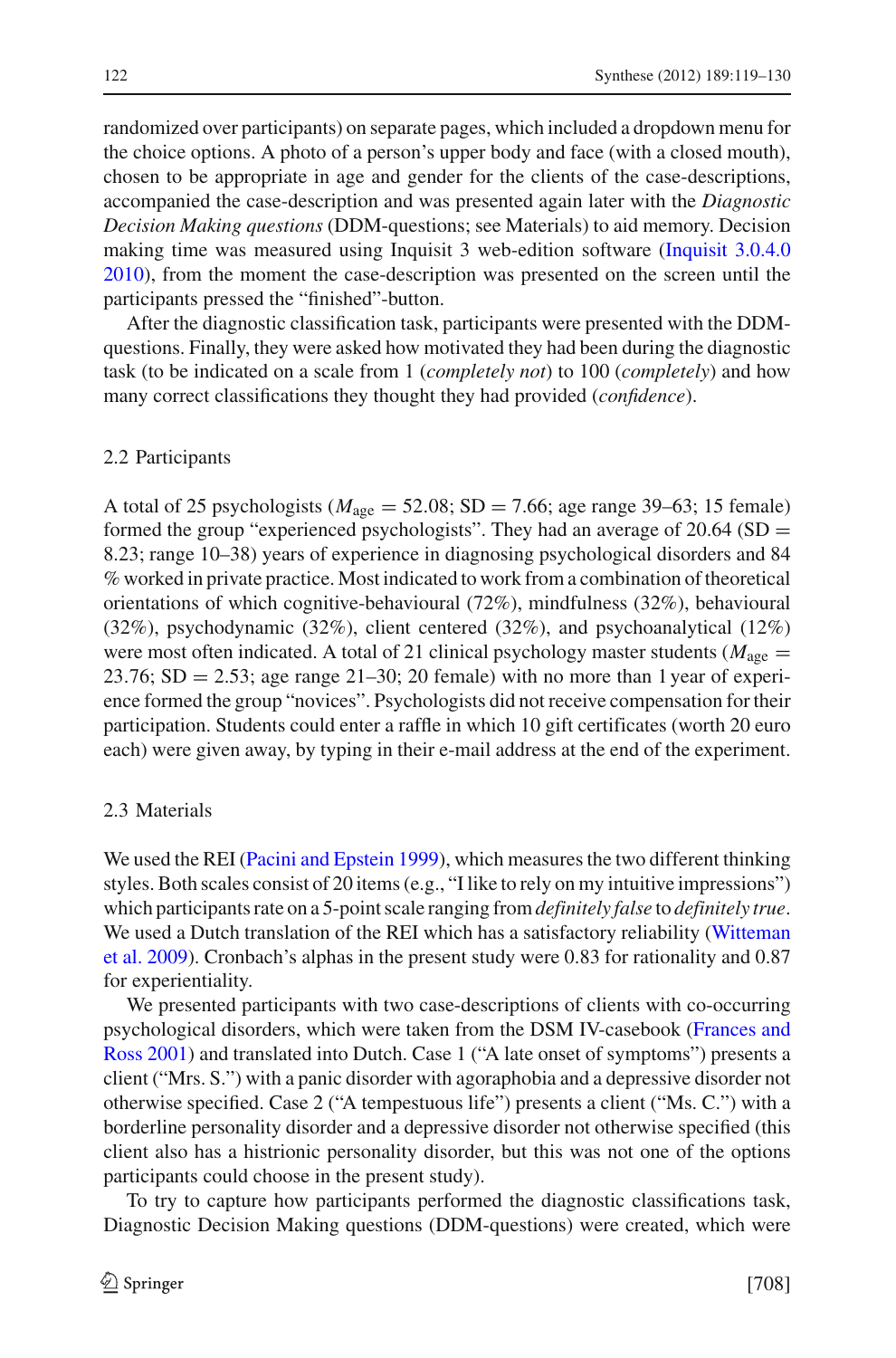randomized over participants) on separate pages, which included a dropdown menu for the choice options. A photo of a person's upper body and face (with a closed mouth), chosen to be appropriate in age and gender for the clients of the case-descriptions, accompanied the case-description and was presented again later with the *Diagnostic Decision Making questions* (DDM-questions; see Materials) to aid memory. Decision making time was measured using Inquisit 3 web-edition software (Inquisit 3.0.4.0 2010), from the moment the case-description was presented on the screen until the participants pressed the "finished"-button.

After the diagnostic classification task, participants were presented with the DDM-questions. Finally, they were asked how motivated they had been during the diagnostic task (to be indicated on a scale from 1 (*completely not*) to 100 (*completely*) and how many correct classifications they thought they had provided (*confidence*).

## 2.2 Participants

A total of 25 psychologists ($M_{age} = 52.08$; SD = 7.66; age range 39–63; 15 female) formed the group "experienced psychologists". They had an average of 20.64 (SD = 8.23; range 10–38) years of experience in diagnosing psychological disorders and 84 % worked in private practice. Most indicated to work from a combination of theoretical orientations of which cognitive-behavioural (72%), mindfulness (32%), behavioural (32%), psychodynamic (32%), client centered (32%), and psychoanalytical (12%) were most often indicated. A total of 21 clinical psychology master students ($M_{age} = 23.76$; SD = 2.53; age range 21–30; 20 female) with no more than 1 year of experience formed the group "novices". Psychologists did not receive compensation for their participation. Students could enter a raffle in which 10 gift certificates (worth 20 euro each) were given away, by typing in their e-mail address at the end of the experiment.

## 2.3 Materials

We used the REI (Pacini and Epstein 1999), which measures the two different thinking styles. Both scales consist of 20 items (e.g., "I like to rely on my intuitive impressions") which participants rate on a 5-point scale ranging from *definitely false* to *definitely true*. We used a Dutch translation of the REI which has a satisfactory reliability (Witteman et al. 2009). Cronbach's alphas in the present study were 0.83 for rationality and 0.87 for experientiality.

We presented participants with two case-descriptions of clients with co-occurring psychological disorders, which were taken from the DSM IV-casebook (Frances and Ross 2001) and translated into Dutch. Case 1 ("A late onset of symptoms") presents a client ("Mrs. S.") with a panic disorder with agoraphobia and a depressive disorder not otherwise specified. Case 2 ("A tempestuous life") presents a client ("Ms. C.") with a borderline personality disorder and a depressive disorder not otherwise specified (this client also has a histrionic personality disorder, but this was not one of the options participants could choose in the present study).

To try to capture how participants performed the diagnostic classifications task, Diagnostic Decision Making questions (DDM-questions) were created, which were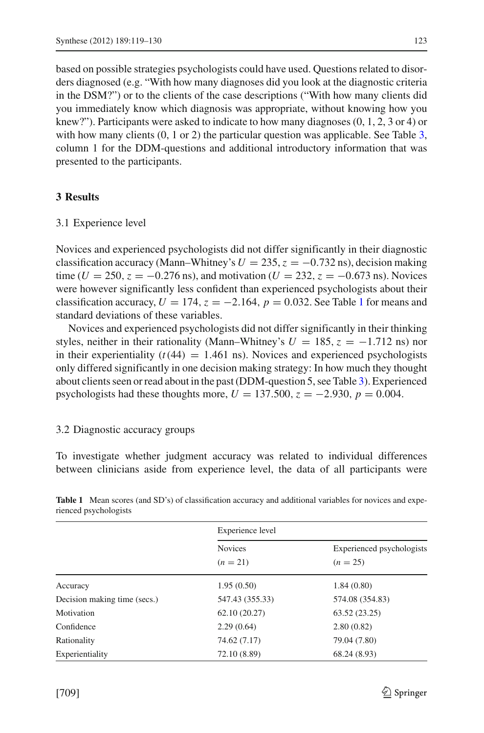based on possible strategies psychologists could have used. Questions related to disorders diagnosed (e.g. "With how many diagnoses did you look at the diagnostic criteria in the DSM?") or to the clients of the case descriptions ("With how many clients did you immediately know which diagnosis was appropriate, without knowing how you knew?"). Participants were asked to indicate to how many diagnoses (0, 1, 2, 3 or 4) or with how many clients (0, 1 or 2) the particular question was applicable. See Table 3, column 1 for the DDM-questions and additional introductory information that was presented to the participants.

## 3 Results

### 3.1 Experience level

Novices and experienced psychologists did not differ significantly in their diagnostic classification accuracy (Mann–Whitney's $U = 235$, $z = -0.732$ ns), decision making time ($U = 250$, $z = -0.276$ ns), and motivation ($U = 232$, $z = -0.673$ ns). Novices were however significantly less confident than experienced psychologists about their classification accuracy, $U = 174$, $z = -2.164$, $p = 0.032$. See Table 1 for means and standard deviations of these variables.

Novices and experienced psychologists did not differ significantly in their thinking styles, neither in their rationality (Mann–Whitney's $U = 185$, $z = -1.712$ ns) nor in their experientiality ($t(44) = 1.461$ ns). Novices and experienced psychologists only differed significantly in one decision making strategy: In how much they thought about clients seen or read about in the past (DDM-question 5, see Table 3). Experienced psychologists had these thoughts more, $U = 137.500$, $z = -2.930$, $p = 0.004$.

### 3.2 Diagnostic accuracy groups

To investigate whether judgment accuracy was related to individual differences between clinicians aside from experience level, the data of all participants were

**Table 1** Mean scores (and SD's) of classification accuracy and additional variables for novices and experienced psychologists

| | Experience level | |
|---|---|---|
| | Novices ($n = 21$) | Experienced psychologists ($n = 25$) |
| Accuracy | 1.95 (0.50) | 1.84 (0.80) |
| Decision making time (secs.) | 547.43 (355.33) | 574.08 (354.83) |
| Motivation | 62.10 (20.27) | 63.52 (23.25) |
| Confidence | 2.29 (0.64) | 2.80 (0.82) |
| Rationality | 74.62 (7.17) | 79.04 (7.80) |
| Experientiality | 72.10 (8.89) | 68.24 (8.93) |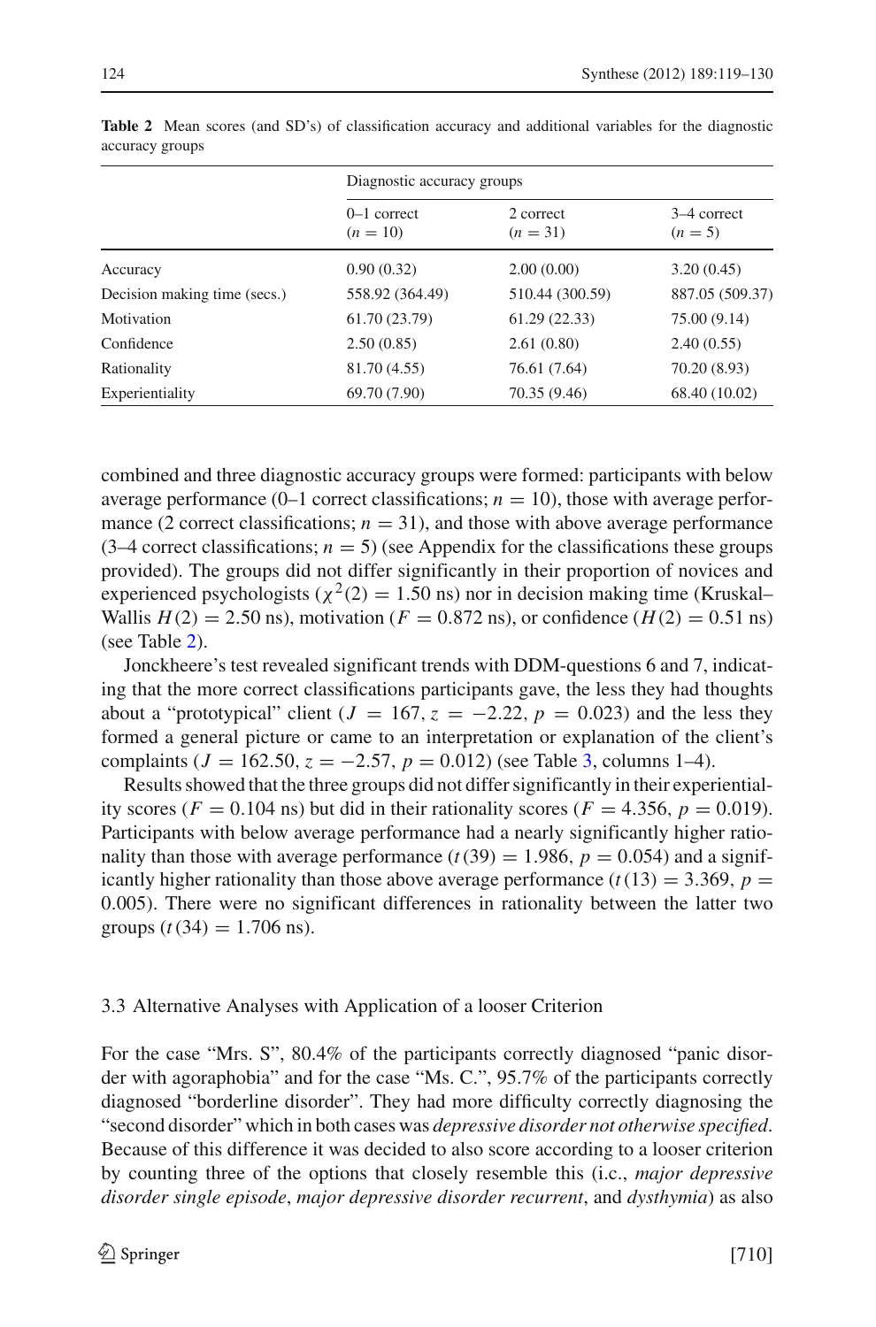**Table 2** Mean scores (and SD's) of classification accuracy and additional variables for the diagnostic accuracy groups

| | Diagnostic accuracy groups | | |
|---|---|---|---|
| | 0–1 correct ($n = 10$) | 2 correct ($n = 31$) | 3–4 correct ($n = 5$) |
| Accuracy | 0.90 (0.32) | 2.00 (0.00) | 3.20 (0.45) |
| Decision making time (secs.) | 558.92 (364.49) | 510.44 (300.59) | 887.05 (509.37) |
| Motivation | 61.70 (23.79) | 61.29 (22.33) | 75.00 (9.14) |
| Confidence | 2.50 (0.85) | 2.61 (0.80) | 2.40 (0.55) |
| Rationality | 81.70 (4.55) | 76.61 (7.64) | 70.20 (8.93) |
| Experientiality | 69.70 (7.90) | 70.35 (9.46) | 68.40 (10.02) |

combined and three diagnostic accuracy groups were formed: participants with below average performance (0–1 correct classifications; $n = 10$), those with average performance (2 correct classifications; $n = 31$), and those with above average performance (3–4 correct classifications; $n = 5$) (see Appendix for the classifications these groups provided). The groups did not differ significantly in their proportion of novices and experienced psychologists ($\chi^2(2) = 1.50$ ns) nor in decision making time (Kruskal–Wallis $H(2) = 2.50$ ns), motivation ($F = 0.872$ ns), or confidence ($H(2) = 0.51$ ns) (see Table 2).

Jonckheere's test revealed significant trends with DDM-questions 6 and 7, indicating that the more correct classifications participants gave, the less they had thoughts about a "prototypical" client ($J = 167, z = -2.22, p = 0.023$) and the less they formed a general picture or came to an interpretation or explanation of the client's complaints ($J = 162.50, z = -2.57, p = 0.012$) (see Table 3, columns 1–4).

Results showed that the three groups did not differ significantly in their experientiality scores ($F = 0.104$ ns) but did in their rationality scores ($F = 4.356$, $p = 0.019$). Participants with below average performance had a nearly significantly higher rationality than those with average performance ($t(39) = 1.986$, $p = 0.054$) and a significantly higher rationality than those above average performance ($t(13) = 3.369$, $p = 0.005$). There were no significant differences in rationality between the latter two groups ($t(34) = 1.706$ ns).

### 3.3 Alternative Analyses with Application of a looser Criterion

For the case "Mrs. S", 80.4% of the participants correctly diagnosed "panic disorder with agoraphobia" and for the case "Ms. C.", 95.7% of the participants correctly diagnosed "borderline disorder". They had more difficulty correctly diagnosing the "second disorder" which in both cases was *depressive disorder not otherwise specified*. Because of this difference it was decided to also score according to a looser criterion by counting three of the options that closely resemble this (i.e., *major depressive disorder single episode*, *major depressive disorder recurrent*, and *dysthymia*) as also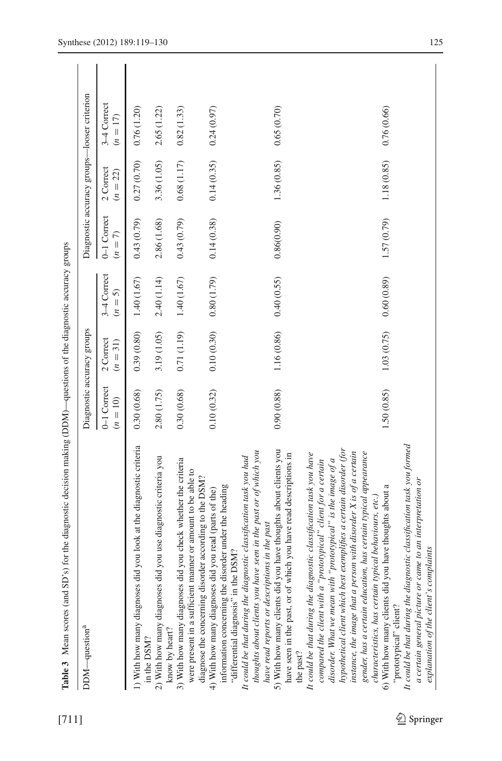**Table 3** Mean scores (and SD's) for the diagnostic decision making (DDM)—questions of the diagnostic accuracy groups

| DDM—question[a] | Diagnostic accuracy groups | | | Diagnostic accuracy groups—looser criterion | | |
|---|---|---|---|---|---|---|
| | 0–1 Correct ($n = 10$) | 2 Correct ($n = 31$) | 3–4 Correct ($n = 5$) | 0–1 Correct ($n = 7$) | 2 Correct ($n = 22$) | 3–4 Correct ($n = 17$) |
| 1) With how many diagnoses did you look at the diagnostic criteria in the DSM? | 0.30 (0.68) | 0.39 (0.80) | 1.40 (1.67) | 0.43 (0.79) | 0.27 (0.70) | 0.76 (1.20) |
| 2) With how many diagnoses did you use diagnostic criteria you know by heart? | 2.80 (1.75) | 3.19 (1.05) | 2.40 (1.14) | 2.86 (1.68) | 3.36 (1.05) | 2.65 (1.22) |
| 3) With how many diagnoses did you check whether the criteria were present in a sufficient manner or amount to be able to diagnose the concerning disorder according to the DSM? | 0.30 (0.68) | 0.71 (1.19) | 1.40 (1.67) | 0.43 (0.79) | 0.68 (1.17) | 0.82 (1.33) |
| 4) With how many diagnoses did you read (parts of the) information concerning the disorder under the heading "differential diagnosis" in the DSM? | 0.10 (0.32) | 0.10 (0.30) | 0.80 (1.79) | 0.14 (0.38) | 0.14 (0.35) | 0.24 (0.97) |
| *It could be that during the diagnostic classification task you had thoughts about clients you have seen in the past or of which you have read reports or descriptions in the past* | | | | | | |
| 5) With how many clients did you have thoughts about clients you have seen in the past, or of which you have read descriptions in the past? | 0.90 (0.88) | 1.16 (0.86) | 0.40 (0.55) | 0.86(0.90) | 1.36 (0.85) | 0.65 (0.70) |
| *It could be that during the diagnostic classification task you have compared the client with a "prototypical" client for a certain disorder. What we mean with "prototypical" is the image of a hypothetical client which best exemplifies a certain disorder (for instance, the image that a person with disorder X is of a certain gender, has a certain education, has certain typical appearance characteristics, has certain typical behaviours, etc.)* | | | | | | |
| 6) With how many clients did you have thoughts about a "prototypical" client? | 1.50 (0.85) | 1.03 (0.75) | 0.60 (0.89) | 1.57 (0.79) | 1.18 (0.85) | 0.76 (0.66) |
| *It could be that during the diagnostic classification task you formed a certain general picture or came to an interpretation or explanation of the client's complaints* | | | | | | |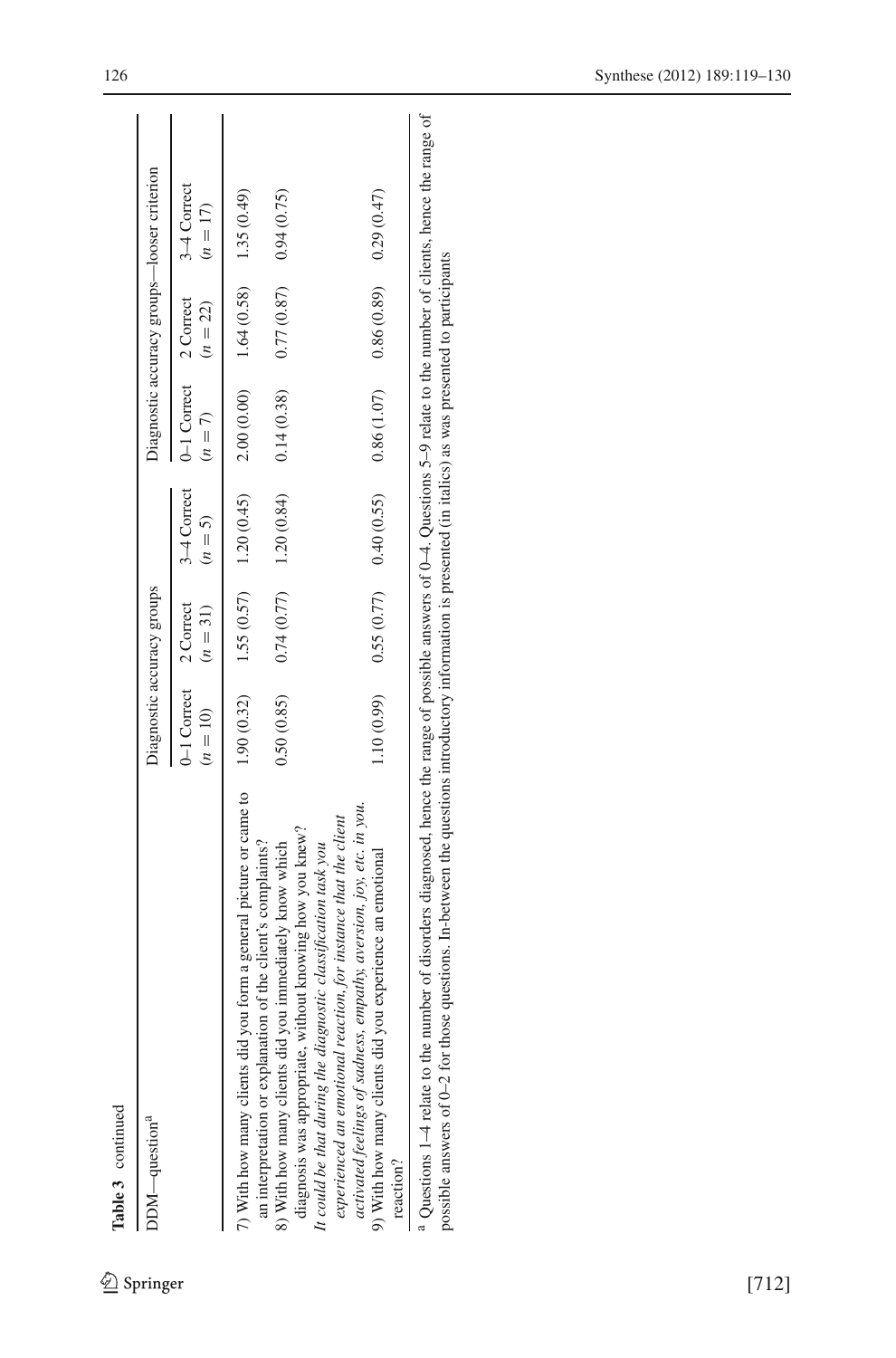**Table 3** continued

| DDM—question[a] | Diagnostic accuracy groups | | | Diagnostic accuracy groups—looser criterion | | |
|---|---|---|---|---|---|---|
| | 0–1 Correct ($n = 10$) | 2 Correct ($n = 31$) | 3–4 Correct ($n = 5$) | 0–1 Correct ($n = 7$) | 2 Correct ($n = 22$) | 3–4 Correct ($n = 17$) |
| 7) With how many clients did you form a general picture or came to an interpretation or explanation of the client's complaints? | 1.90 (0.32) | 1.55 (0.57) | 1.20 (0.45) | 2.00 (0.00) | 1.64 (0.58) | 1.35 (0.49) |
| 8) With how many clients did you immediately know which diagnosis was appropriate, without knowing how you knew? | 0.50 (0.85) | 0.74 (0.77) | 1.20 (0.84) | 0.14 (0.38) | 0.77 (0.87) | 0.94 (0.75) |
| *It could be that during the diagnostic classification task you experienced an emotional reaction, for instance that the client activated feelings of sadness, empathy, aversion, joy, etc. in you.* | | | | | | |
| 9) With how many clients did you experience an emotional reaction? | 1.10 (0.99) | 0.55 (0.77) | 0.40 (0.55) | 0.86 (1.07) | 0.86 (0.89) | 0.29 (0.47) |

[a] Questions 1–4 relate to the number of disorders diagnosed, hence the range of possible answers of 0–4. Questions 5–9 relate to the number of clients, hence the range of possible answers of 0–2 for those questions. In-between the questions introductory information is presented (in italics) as was presented to participants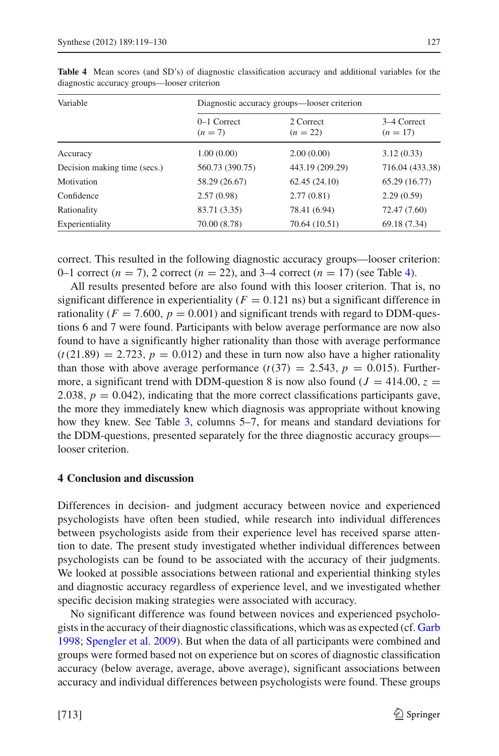**Table 4** Mean scores (and SD's) of diagnostic classification accuracy and additional variables for the diagnostic accuracy groups—looser criterion

| Variable | Diagnostic accuracy groups—looser criterion | | |
|---|---|---|---|
| | 0–1 Correct ($n = 7$) | 2 Correct ($n = 22$) | 3–4 Correct ($n = 17$) |
| Accuracy | 1.00 (0.00) | 2.00 (0.00) | 3.12 (0.33) |
| Decision making time (secs.) | 560.73 (390.75) | 443.19 (209.29) | 716.04 (433.38) |
| Motivation | 58.29 (26.67) | 62.45 (24.10) | 65.29 (16.77) |
| Confidence | 2.57 (0.98) | 2.77 (0.81) | 2.29 (0.59) |
| Rationality | 83.71 (3.35) | 78.41 (6.94) | 72.47 (7.60) |
| Experientiality | 70.00 (8.78) | 70.64 (10.51) | 69.18 (7.34) |

correct. This resulted in the following diagnostic accuracy groups—looser criterion: 0–1 correct ($n = 7$), 2 correct ($n = 22$), and 3–4 correct ($n = 17$) (see Table 4).

All results presented before are also found with this looser criterion. That is, no significant difference in experientiality ($F = 0.121$ ns) but a significant difference in rationality ($F = 7.600$, $p = 0.001$) and significant trends with regard to DDM-questions 6 and 7 were found. Participants with below average performance are now also found to have a significantly higher rationality than those with average performance ($t(21.89) = 2.723$, $p = 0.012$) and these in turn now also have a higher rationality than those with above average performance ($t(37) = 2.543$, $p = 0.015$). Furthermore, a significant trend with DDM-question 8 is now also found ($J = 414.00$, $z = 2.038$, $p = 0.042$), indicating that the more correct classifications participants gave, the more they immediately knew which diagnosis was appropriate without knowing how they knew. See Table 3, columns 5–7, for means and standard deviations for the DDM-questions, presented separately for the three diagnostic accuracy groups—looser criterion.

## 4 Conclusion and discussion

Differences in decision- and judgment accuracy between novice and experienced psychologists have often been studied, while research into individual differences between psychologists aside from their experience level has received sparse attention to date. The present study investigated whether individual differences between psychologists can be found to be associated with the accuracy of their judgments. We looked at possible associations between rational and experiential thinking styles and diagnostic accuracy regardless of experience level, and we investigated whether specific decision making strategies were associated with accuracy.

No significant difference was found between novices and experienced psychologists in the accuracy of their diagnostic classifications, which was as expected (cf. Garb 1998; Spengler et al. 2009). But when the data of all participants were combined and groups were formed based not on experience but on scores of diagnostic classification accuracy (below average, average, above average), significant associations between accuracy and individual differences between psychologists were found. These groups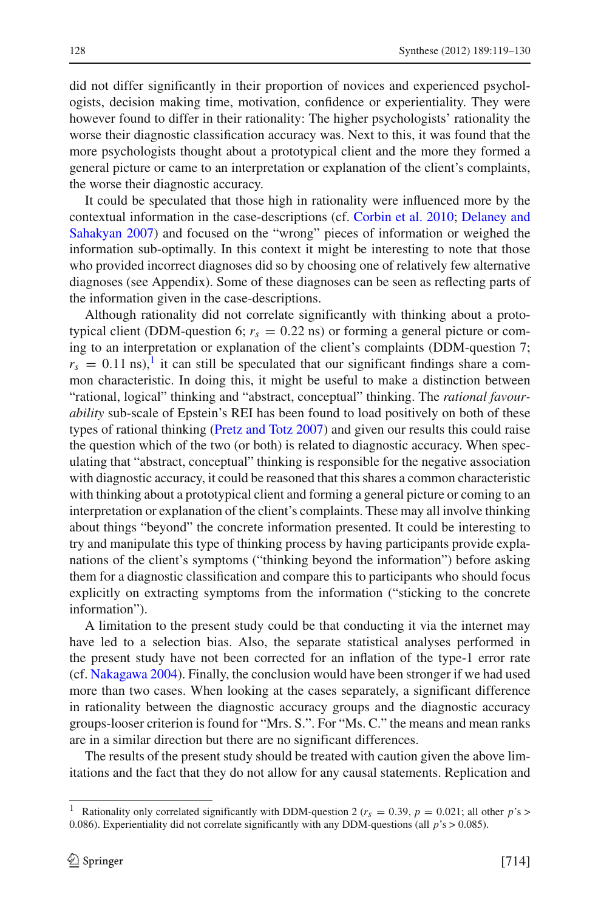did not differ significantly in their proportion of novices and experienced psychologists, decision making time, motivation, confidence or experientiality. They were however found to differ in their rationality: The higher psychologists' rationality the worse their diagnostic classification accuracy was. Next to this, it was found that the more psychologists thought about a prototypical client and the more they formed a general picture or came to an interpretation or explanation of the client's complaints, the worse their diagnostic accuracy.

It could be speculated that those high in rationality were influenced more by the contextual information in the case-descriptions (cf. Corbin et al. 2010; Delaney and Sahakyan 2007) and focused on the "wrong" pieces of information or weighed the information sub-optimally. In this context it might be interesting to note that those who provided incorrect diagnoses did so by choosing one of relatively few alternative diagnoses (see Appendix). Some of these diagnoses can be seen as reflecting parts of the information given in the case-descriptions.

Although rationality did not correlate significantly with thinking about a prototypical client (DDM-question 6; $r_s = 0.22$ ns) or forming a general picture or coming to an interpretation or explanation of the client's complaints (DDM-question 7; $r_s = 0.11$ ns),[1] it can still be speculated that our significant findings share a common characteristic. In doing this, it might be useful to make a distinction between "rational, logical" thinking and "abstract, conceptual" thinking. The *rational favourability* sub-scale of Epstein's REI has been found to load positively on both of these types of rational thinking (Pretz and Totz 2007) and given our results this could raise the question which of the two (or both) is related to diagnostic accuracy. When speculating that "abstract, conceptual" thinking is responsible for the negative association with diagnostic accuracy, it could be reasoned that this shares a common characteristic with thinking about a prototypical client and forming a general picture or coming to an interpretation or explanation of the client's complaints. These may all involve thinking about things "beyond" the concrete information presented. It could be interesting to try and manipulate this type of thinking process by having participants provide explanations of the client's symptoms ("thinking beyond the information") before asking them for a diagnostic classification and compare this to participants who should focus explicitly on extracting symptoms from the information ("sticking to the concrete information").

A limitation to the present study could be that conducting it via the internet may have led to a selection bias. Also, the separate statistical analyses performed in the present study have not been corrected for an inflation of the type-1 error rate (cf. Nakagawa 2004). Finally, the conclusion would have been stronger if we had used more than two cases. When looking at the cases separately, a significant difference in rationality between the diagnostic accuracy groups and the diagnostic accuracy groups-looser criterion is found for "Mrs. S.". For "Ms. C." the means and mean ranks are in a similar direction but there are no significant differences.

The results of the present study should be treated with caution given the above limitations and the fact that they do not allow for any causal statements. Replication and

---

[1] Rationality only correlated significantly with DDM-question 2 ($r_s = 0.39$, $p = 0.021$; all other $p$'s > 0.086). Experientiality did not correlate significantly with any DDM-questions (all $p$'s > 0.085).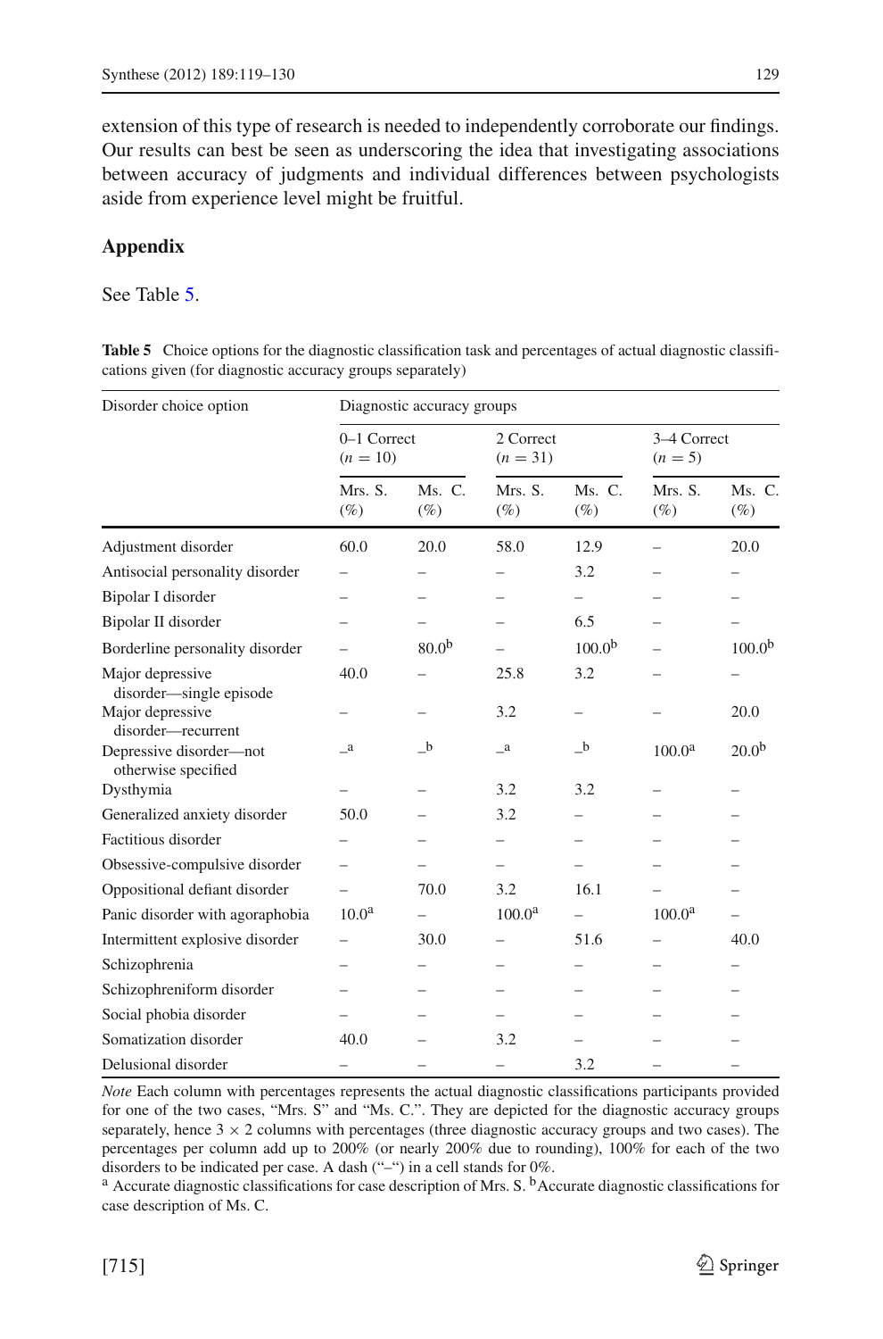extension of this type of research is needed to independently corroborate our findings. Our results can best be seen as underscoring the idea that investigating associations between accuracy of judgments and individual differences between psychologists aside from experience level might be fruitful.

## Appendix

See Table 5.

**Table 5** Choice options for the diagnostic classification task and percentages of actual diagnostic classifications given (for diagnostic accuracy groups separately)

| Disorder choice option | Diagnostic accuracy groups | | | | | |
|---|---|---|---|---|---|---|
| | 0–1 Correct ($n = 10$) | | 2 Correct ($n = 31$) | | 3–4 Correct ($n = 5$) | |
| | Mrs. S. (%) | Ms. C. (%) | Mrs. S. (%) | Ms. C. (%) | Mrs. S. (%) | Ms. C. (%) |
| Adjustment disorder | 60.0 | 20.0 | 58.0 | 12.9 | – | 20.0 |
| Antisocial personality disorder | – | – | – | 3.2 | – | – |
| Bipolar I disorder | – | – | – | – | – | – |
| Bipolar II disorder | – | – | – | 6.5 | – | – |
| Borderline personality disorder | – | 80.0[b] | – | 100.0[b] | – | 100.0[b] |
| Major depressive disorder—single episode | 40.0 | – | 25.8 | 3.2 | – | – |
| Major depressive disorder—recurrent | – | – | 3.2 | – | – | 20.0 |
| Depressive disorder—not otherwise specified | –[a] | –[b] | –[a] | –[b] | 100.0[a] | 20.0[b] |
| Dysthymia | – | – | 3.2 | 3.2 | – | – |
| Generalized anxiety disorder | 50.0 | – | 3.2 | – | – | – |
| Factitious disorder | – | – | – | – | – | – |
| Obsessive-compulsive disorder | – | – | – | – | – | – |
| Oppositional defiant disorder | – | 70.0 | 3.2 | 16.1 | – | – |
| Panic disorder with agoraphobia | 10.0[a] | – | 100.0[a] | – | 100.0[a] | – |
| Intermittent explosive disorder | – | 30.0 | – | 51.6 | – | 40.0 |
| Schizophrenia | – | – | – | – | – | – |
| Schizophreniform disorder | – | – | – | – | – | – |
| Social phobia disorder | – | – | – | – | – | – |
| Somatization disorder | 40.0 | – | 3.2 | – | – | – |
| Delusional disorder | – | – | – | 3.2 | – | – |

*Note* Each column with percentages represents the actual diagnostic classifications participants provided for one of the two cases, "Mrs. S" and "Ms. C.". They are depicted for the diagnostic accuracy groups separately, hence 3 × 2 columns with percentages (three diagnostic accuracy groups and two cases). The percentages per column add up to 200% (or nearly 200% due to rounding), 100% for each of the two disorders to be indicated per case. A dash ("–") in a cell stands for 0%.

[a] Accurate diagnostic classifications for case description of Mrs. S. [b] Accurate diagnostic classifications for case description of Ms. C.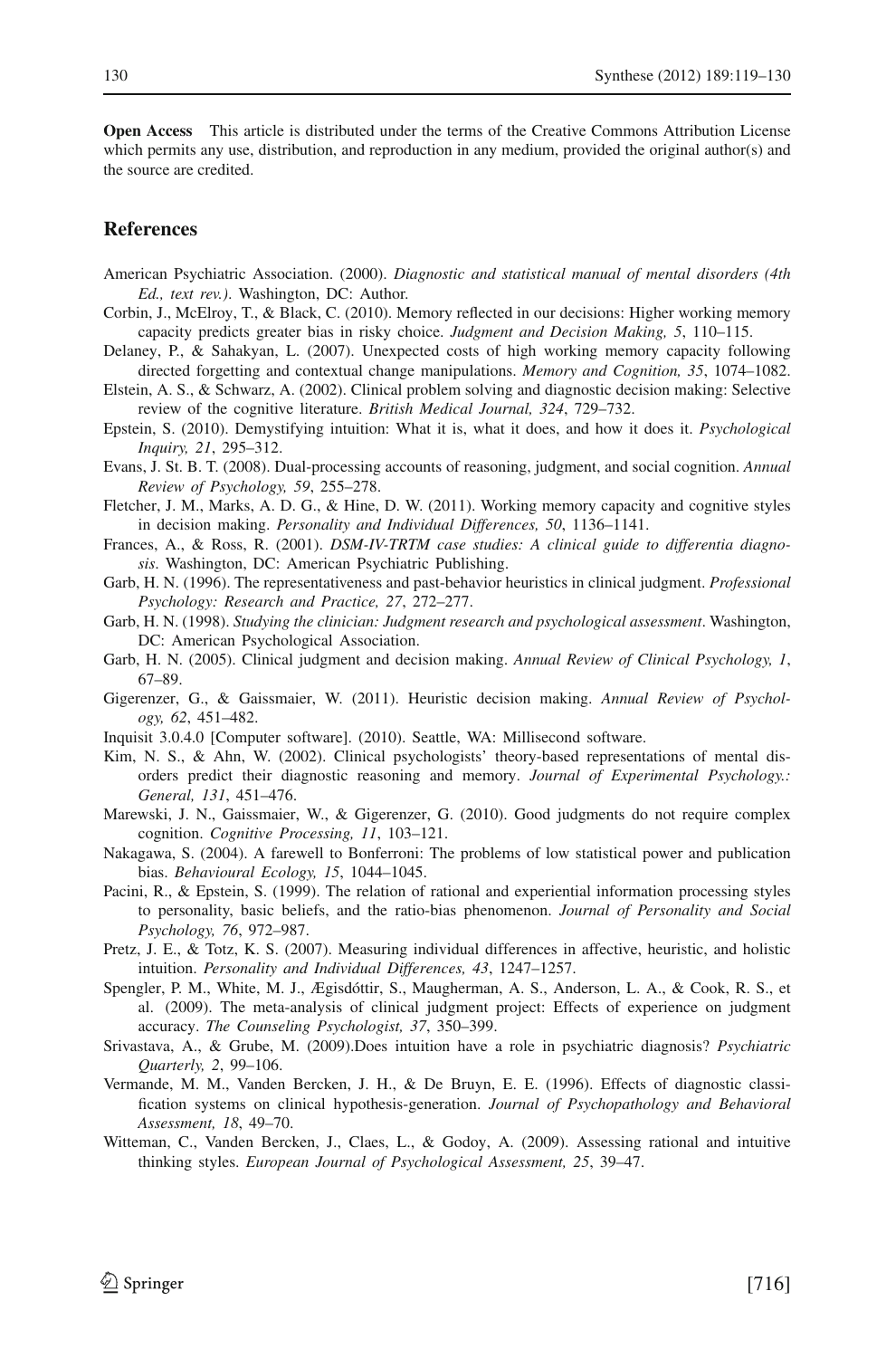**Open Access** This article is distributed under the terms of the Creative Commons Attribution License which permits any use, distribution, and reproduction in any medium, provided the original author(s) and the source are credited.

## References

American Psychiatric Association. (2000). *Diagnostic and statistical manual of mental disorders (4th Ed., text rev.)*. Washington, DC: Author.

Corbin, J., McElroy, T., & Black, C. (2010). Memory reflected in our decisions: Higher working memory capacity predicts greater bias in risky choice. *Judgment and Decision Making, 5*, 110–115.

Delaney, P., & Sahakyan, L. (2007). Unexpected costs of high working memory capacity following directed forgetting and contextual change manipulations. *Memory and Cognition, 35*, 1074–1082.

Elstein, A. S., & Schwarz, A. (2002). Clinical problem solving and diagnostic decision making: Selective review of the cognitive literature. *British Medical Journal, 324*, 729–732.

Epstein, S. (2010). Demystifying intuition: What it is, what it does, and how it does it. *Psychological Inquiry, 21*, 295–312.

Evans, J. St. B. T. (2008). Dual-processing accounts of reasoning, judgment, and social cognition. *Annual Review of Psychology, 59*, 255–278.

Fletcher, J. M., Marks, A. D. G., & Hine, D. W. (2011). Working memory capacity and cognitive styles in decision making. *Personality and Individual Differences, 50*, 1136–1141.

Frances, A., & Ross, R. (2001). *DSM-IV-TRTM case studies: A clinical guide to differentia diagnosis*. Washington, DC: American Psychiatric Publishing.

Garb, H. N. (1996). The representativeness and past-behavior heuristics in clinical judgment. *Professional Psychology: Research and Practice, 27*, 272–277.

Garb, H. N. (1998). *Studying the clinician: Judgment research and psychological assessment*. Washington, DC: American Psychological Association.

Garb, H. N. (2005). Clinical judgment and decision making. *Annual Review of Clinical Psychology, 1*, 67–89.

Gigerenzer, G., & Gaissmaier, W. (2011). Heuristic decision making. *Annual Review of Psychology, 62*, 451–482.

Inquisit 3.0.4.0 [Computer software]. (2010). Seattle, WA: Millisecond software.

Kim, N. S., & Ahn, W. (2002). Clinical psychologists' theory-based representations of mental disorders predict their diagnostic reasoning and memory. *Journal of Experimental Psychology.: General, 131*, 451–476.

Marewski, J. N., Gaissmaier, W., & Gigerenzer, G. (2010). Good judgments do not require complex cognition. *Cognitive Processing, 11*, 103–121.

Nakagawa, S. (2004). A farewell to Bonferroni: The problems of low statistical power and publication bias. *Behavioural Ecology, 15*, 1044–1045.

Pacini, R., & Epstein, S. (1999). The relation of rational and experiential information processing styles to personality, basic beliefs, and the ratio-bias phenomenon. *Journal of Personality and Social Psychology, 76*, 972–987.

Pretz, J. E., & Totz, K. S. (2007). Measuring individual differences in affective, heuristic, and holistic intuition. *Personality and Individual Differences, 43*, 1247–1257.

Spengler, P. M., White, M. J., Ægisdóttir, S., Maugherman, A. S., Anderson, L. A., & Cook, R. S., et al. (2009). The meta-analysis of clinical judgment project: Effects of experience on judgment accuracy. *The Counseling Psychologist, 37*, 350–399.

Srivastava, A., & Grube, M. (2009).Does intuition have a role in psychiatric diagnosis? *Psychiatric Quarterly, 2*, 99–106.

Vermande, M. M., Vanden Bercken, J. H., & De Bruyn, E. E. (1996). Effects of diagnostic classification systems on clinical hypothesis-generation. *Journal of Psychopathology and Behavioral Assessment, 18*, 49–70.

Witteman, C., Vanden Bercken, J., Claes, L., & Godoy, A. (2009). Assessing rational and intuitive thinking styles. *European Journal of Psychological Assessment, 25*, 39–47.